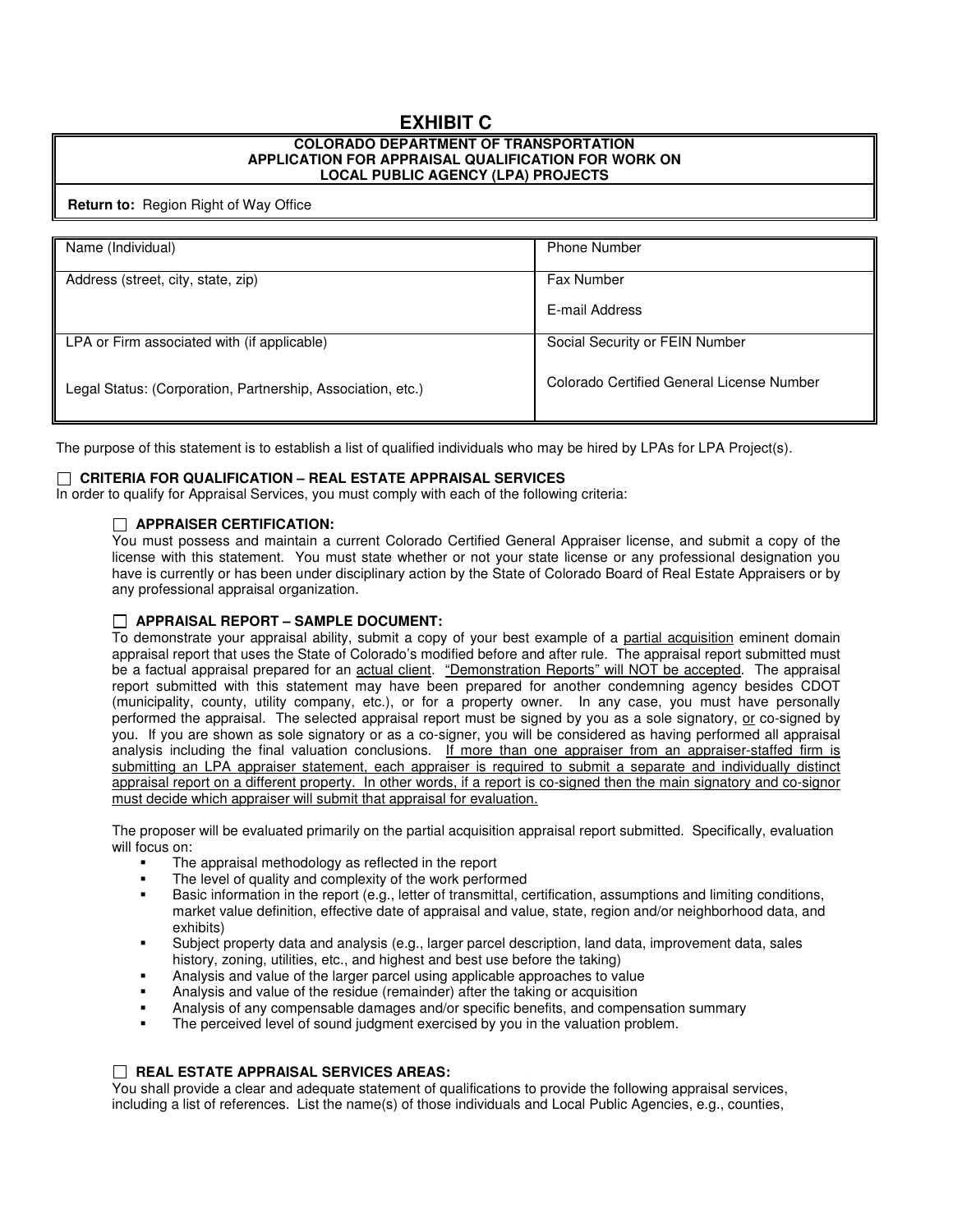# EXHIBIT C

**COLORADO DEPARTMENT OF TRANSPORTATION**
**APPLICATION FOR APPRAISAL QUALIFICATION FOR WORK ON**
**LOCAL PUBLIC AGENCY (LPA) PROJECTS**

**Return to:** Region Right of Way Office

| | |
|---|---|
| Name (Individual) | Phone Number |
| Address (street, city, state, zip) | Fax Number<br><br>E-mail Address |
| LPA or Firm associated with (if applicable)<br><br>Legal Status: (Corporation, Partnership, Association, etc.) | Social Security or FEIN Number<br><br>Colorado Certified General License Number |

The purpose of this statement is to establish a list of qualified individuals who may be hired by LPAs for LPA Project(s).

☐ **CRITERIA FOR QUALIFICATION – REAL ESTATE APPRAISAL SERVICES**
In order to qualify for Appraisal Services, you must comply with each of the following criteria:

☐ **APPRAISER CERTIFICATION:**
You must possess and maintain a current Colorado Certified General Appraiser license, and submit a copy of the license with this statement. You must state whether or not your state license or any professional designation you have is currently or has been under disciplinary action by the State of Colorado Board of Real Estate Appraisers or by any professional appraisal organization.

☐ **APPRAISAL REPORT – SAMPLE DOCUMENT:**
To demonstrate your appraisal ability, submit a copy of your best example of a <u>partial acquisition</u> eminent domain appraisal report that uses the State of Colorado's modified before and after rule. The appraisal report submitted must be a factual appraisal prepared for an <u>actual client</u>. <u>"Demonstration Reports" will NOT be accepted</u>. The appraisal report submitted with this statement may have been prepared for another condemning agency besides CDOT (municipality, county, utility company, etc.), or for a property owner. In any case, you must have personally performed the appraisal. The selected appraisal report must be signed by you as a sole signatory, <u>or</u> co-signed by you. If you are shown as sole signatory or as a co-signer, you will be considered as having performed all appraisal analysis including the final valuation conclusions. <u>If more than one appraiser from an appraiser-staffed firm is submitting an LPA appraiser statement, each appraiser is required to submit a separate and individually distinct appraisal report on a different property. In other words, if a report is co-signed then the main signatory and co-signor must decide which appraiser will submit that appraisal for evaluation.</u>

The proposer will be evaluated primarily on the partial acquisition appraisal report submitted. Specifically, evaluation will focus on:

- The appraisal methodology as reflected in the report
- The level of quality and complexity of the work performed
- Basic information in the report (e.g., letter of transmittal, certification, assumptions and limiting conditions, market value definition, effective date of appraisal and value, state, region and/or neighborhood data, and exhibits)
- Subject property data and analysis (e.g., larger parcel description, land data, improvement data, sales history, zoning, utilities, etc., and highest and best use before the taking)
- Analysis and value of the larger parcel using applicable approaches to value
- Analysis and value of the residue (remainder) after the taking or acquisition
- Analysis of any compensable damages and/or specific benefits, and compensation summary
- The perceived level of sound judgment exercised by you in the valuation problem.

☐ **REAL ESTATE APPRAISAL SERVICES AREAS:**
You shall provide a clear and adequate statement of qualifications to provide the following appraisal services, including a list of references. List the name(s) of those individuals and Local Public Agencies, e.g., counties,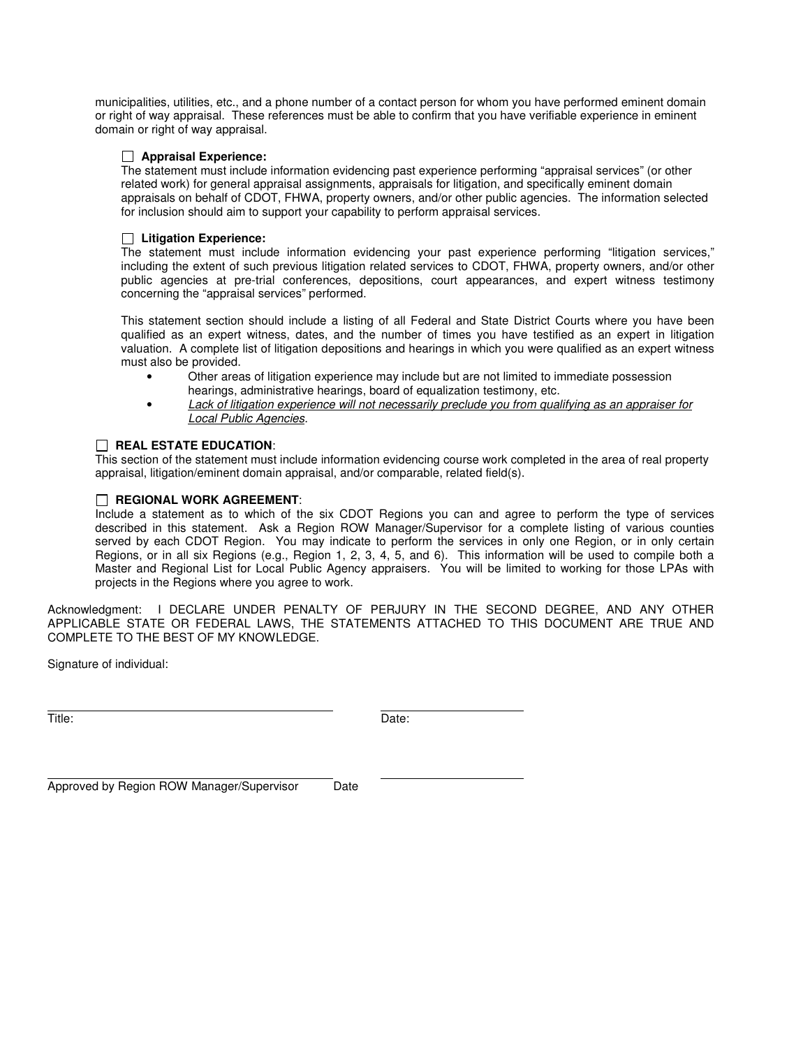municipalities, utilities, etc., and a phone number of a contact person for whom you have performed eminent domain or right of way appraisal. These references must be able to confirm that you have verifiable experience in eminent domain or right of way appraisal.

☐ **Appraisal Experience:**
The statement must include information evidencing past experience performing "appraisal services" (or other related work) for general appraisal assignments, appraisals for litigation, and specifically eminent domain appraisals on behalf of CDOT, FHWA, property owners, and/or other public agencies. The information selected for inclusion should aim to support your capability to perform appraisal services.

☐ **Litigation Experience:**
The statement must include information evidencing your past experience performing "litigation services," including the extent of such previous litigation related services to CDOT, FHWA, property owners, and/or other public agencies at pre-trial conferences, depositions, court appearances, and expert witness testimony concerning the "appraisal services" performed.

This statement section should include a listing of all Federal and State District Courts where you have been qualified as an expert witness, dates, and the number of times you have testified as an expert in litigation valuation. A complete list of litigation depositions and hearings in which you were qualified as an expert witness must also be provided.

- Other areas of litigation experience may include but are not limited to immediate possession hearings, administrative hearings, board of equalization testimony, etc.
- *Lack of litigation experience will not necessarily preclude you from qualifying as an appraiser for Local Public Agencies*.

☐ **REAL ESTATE EDUCATION**:
This section of the statement must include information evidencing course work completed in the area of real property appraisal, litigation/eminent domain appraisal, and/or comparable, related field(s).

☐ **REGIONAL WORK AGREEMENT**:
Include a statement as to which of the six CDOT Regions you can and agree to perform the type of services described in this statement. Ask a Region ROW Manager/Supervisor for a complete listing of various counties served by each CDOT Region. You may indicate to perform the services in only one Region, or in only certain Regions, or in all six Regions (e.g., Region 1, 2, 3, 4, 5, and 6). This information will be used to compile both a Master and Regional List for Local Public Agency appraisers. You will be limited to working for those LPAs with projects in the Regions where you agree to work.

Acknowledgment: I DECLARE UNDER PENALTY OF PERJURY IN THE SECOND DEGREE, AND ANY OTHER APPLICABLE STATE OR FEDERAL LAWS, THE STATEMENTS ATTACHED TO THIS DOCUMENT ARE TRUE AND COMPLETE TO THE BEST OF MY KNOWLEDGE.

Signature of individual:

\_\_\_\_\_\_\_\_\_\_\_\_\_\_\_\_\_\_\_\_\_\_\_\_\_\_\_\_\_\_\_\_\_\_\_\_\_\_\_\_ \_\_\_\_\_\_\_\_\_\_\_\_\_\_\_\_\_\_\_\_

Title: Date:

\_\_\_\_\_\_\_\_\_\_\_\_\_\_\_\_\_\_\_\_\_\_\_\_\_\_\_\_\_\_\_\_\_\_\_\_\_\_\_\_ \_\_\_\_\_\_\_\_\_\_\_\_\_\_\_\_\_\_\_\_

Approved by Region ROW Manager/Supervisor Date